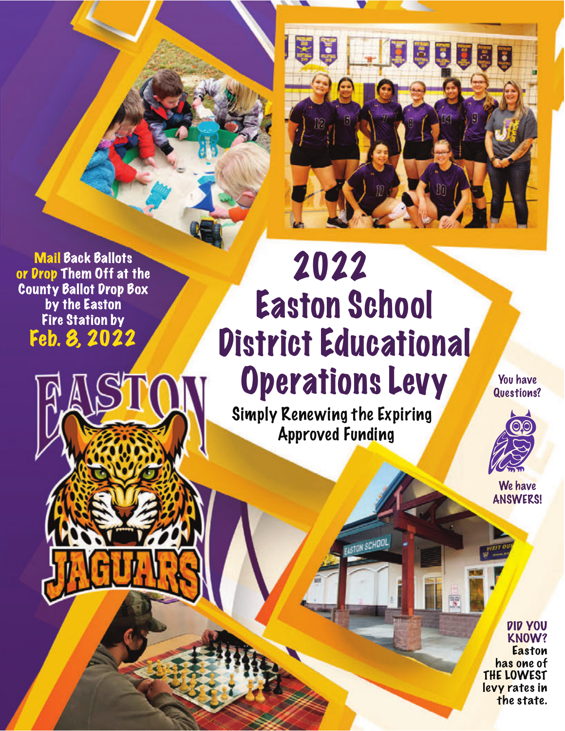# 2022 Easton School District Educational Operations Levy

## Simply Renewing the Expiring Approved Funding

**Mail Back Ballots or Drop Them Off at the County Ballot Drop Box by the Easton Fire Station by Feb. 8, 2022**

EASTON JAGUARS

You have Questions?

We have ANSWERS!

**DID YOU KNOW?** Easton has one of **THE LOWEST** levy rates in the state.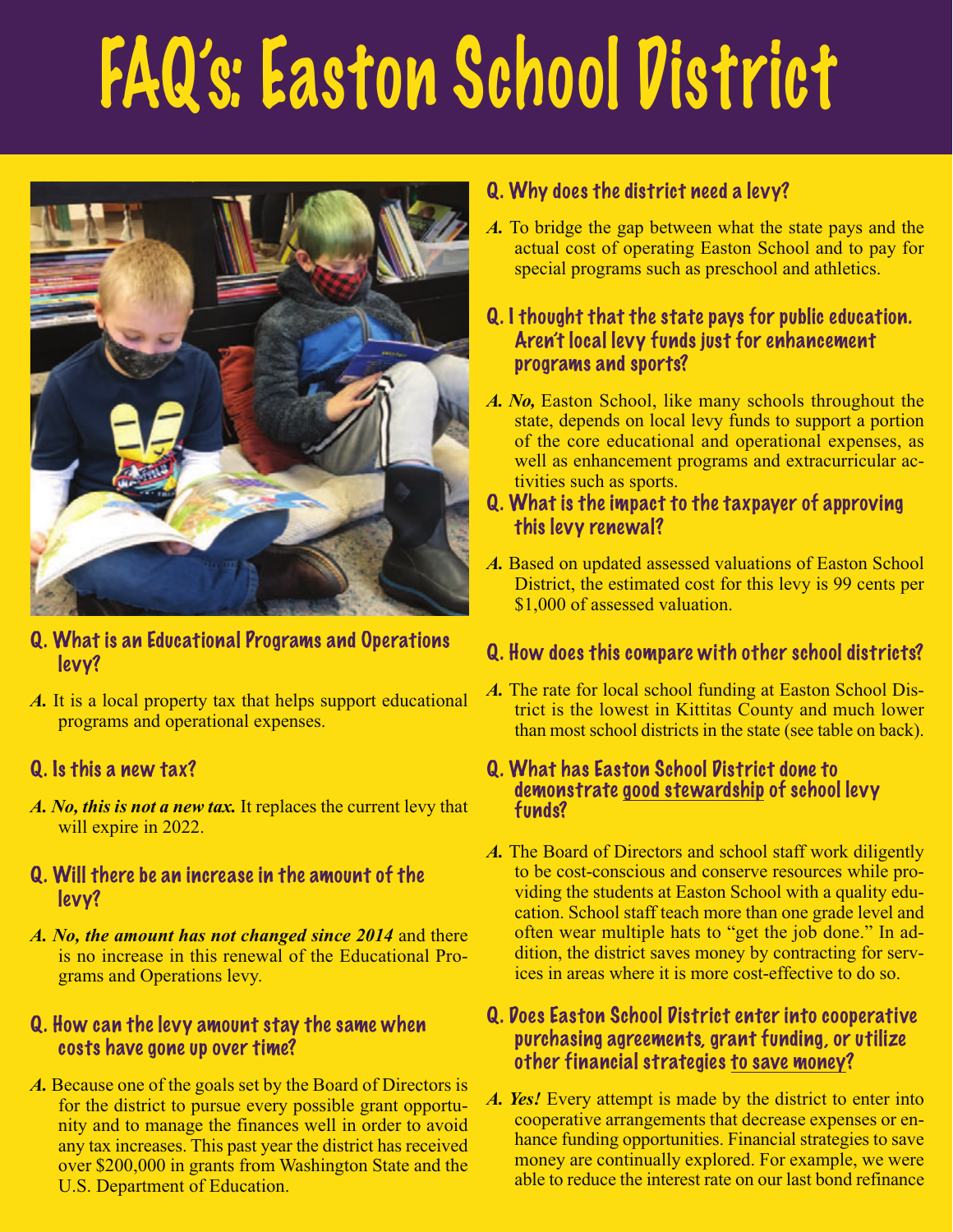# FAQ's: Easton School District

### Q. What is an Educational Programs and Operations levy?

***A.*** It is a local property tax that helps support educational programs and operational expenses.

### Q. Is this a new tax?

***A. No, this is not a new tax.*** It replaces the current levy that will expire in 2022.

### Q. Will there be an increase in the amount of the levy?

***A. No, the amount has not changed since 2014*** and there is no increase in this renewal of the Educational Programs and Operations levy.

### Q. How can the levy amount stay the same when costs have gone up over time?

***A.*** Because one of the goals set by the Board of Directors is for the district to pursue every possible grant opportunity and to manage the finances well in order to avoid any tax increases. This past year the district has received over $200,000 in grants from Washington State and the U.S. Department of Education.

### Q. Why does the district need a levy?

***A.*** To bridge the gap between what the state pays and the actual cost of operating Easton School and to pay for special programs such as preschool and athletics.

### Q. I thought that the state pays for public education. Aren't local levy funds just for enhancement programs and sports?

***A. No,*** Easton School, like many schools throughout the state, depends on local levy funds to support a portion of the core educational and operational expenses, as well as enhancement programs and extracurricular activities such as sports.

### Q. What is the impact to the taxpayer of approving this levy renewal?

***A.*** Based on updated assessed valuations of Easton School District, the estimated cost for this levy is 99 cents per $1,000 of assessed valuation.

### Q. How does this compare with other school districts?

***A.*** The rate for local school funding at Easton School District is the lowest in Kittitas County and much lower than most school districts in the state (see table on back).

### Q. What has Easton School District done to demonstrate good stewardship of school levy funds?

***A.*** The Board of Directors and school staff work diligently to be cost-conscious and conserve resources while providing the students at Easton School with a quality education. School staff teach more than one grade level and often wear multiple hats to "get the job done." In addition, the district saves money by contracting for services in areas where it is more cost-effective to do so.

### Q. Does Easton School District enter into cooperative purchasing agreements, grant funding, or utilize other financial strategies to save money?

***A. Yes!*** Every attempt is made by the district to enter into cooperative arrangements that decrease expenses or enhance funding opportunities. Financial strategies to save money are continually explored. For example, we were able to reduce the interest rate on our last bond refinance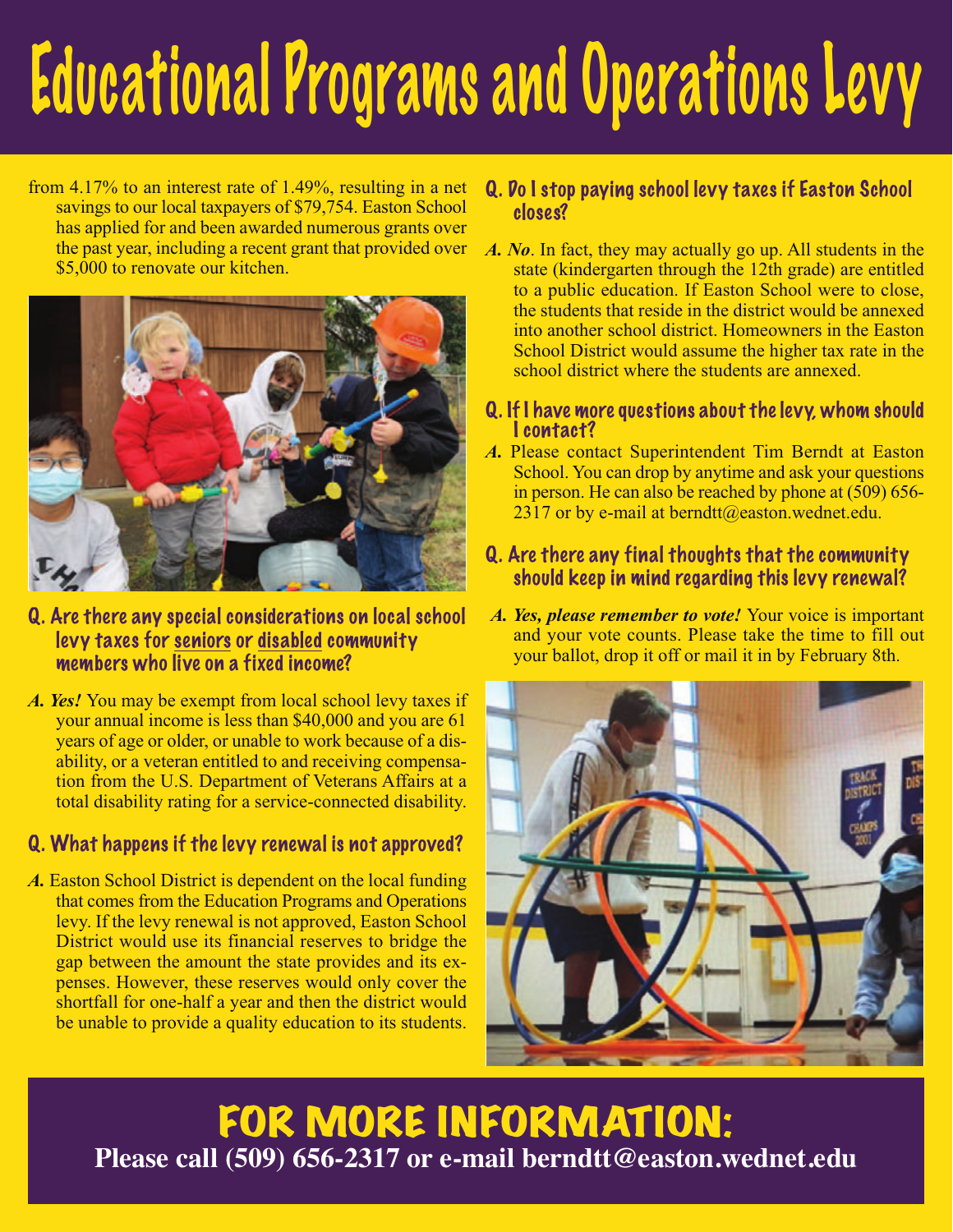# Educational Programs and Operations Levy

from 4.17% to an interest rate of 1.49%, resulting in a net savings to our local taxpayers of $79,754. Easton School has applied for and been awarded numerous grants over the past year, including a recent grant that provided over $5,000 to renovate our kitchen.

### Q. Are there any special considerations on local school levy taxes for seniors or disabled community members who live on a fixed income?

***A. Yes!*** You may be exempt from local school levy taxes if your annual income is less than $40,000 and you are 61 years of age or older, or unable to work because of a disability, or a veteran entitled to and receiving compensation from the U.S. Department of Veterans Affairs at a total disability rating for a service-connected disability.

### Q. What happens if the levy renewal is not approved?

***A.*** Easton School District is dependent on the local funding that comes from the Education Programs and Operations levy. If the levy renewal is not approved, Easton School District would use its financial reserves to bridge the gap between the amount the state provides and its expenses. However, these reserves would only cover the shortfall for one-half a year and then the district would be unable to provide a quality education to its students.

### Q. Do I stop paying school levy taxes if Easton School closes?

***A. No***. In fact, they may actually go up. All students in the state (kindergarten through the 12th grade) are entitled to a public education. If Easton School were to close, the students that reside in the district would be annexed into another school district. Homeowners in the Easton School District would assume the higher tax rate in the school district where the students are annexed.

### Q. If I have more questions about the levy, whom should I contact?

***A.*** Please contact Superintendent Tim Berndt at Easton School. You can drop by anytime and ask your questions in person. He can also be reached by phone at (509) 656-2317 or by e-mail at berndtt@easton.wednet.edu.

### Q. Are there any final thoughts that the community should keep in mind regarding this levy renewal?

***A. Yes, please remember to vote!*** Your voice is important and your vote counts. Please take the time to fill out your ballot, drop it off or mail it in by February 8th.

## FOR MORE INFORMATION:

**Please call (509) 656-2317 or e-mail berndtt@easton.wednet.edu**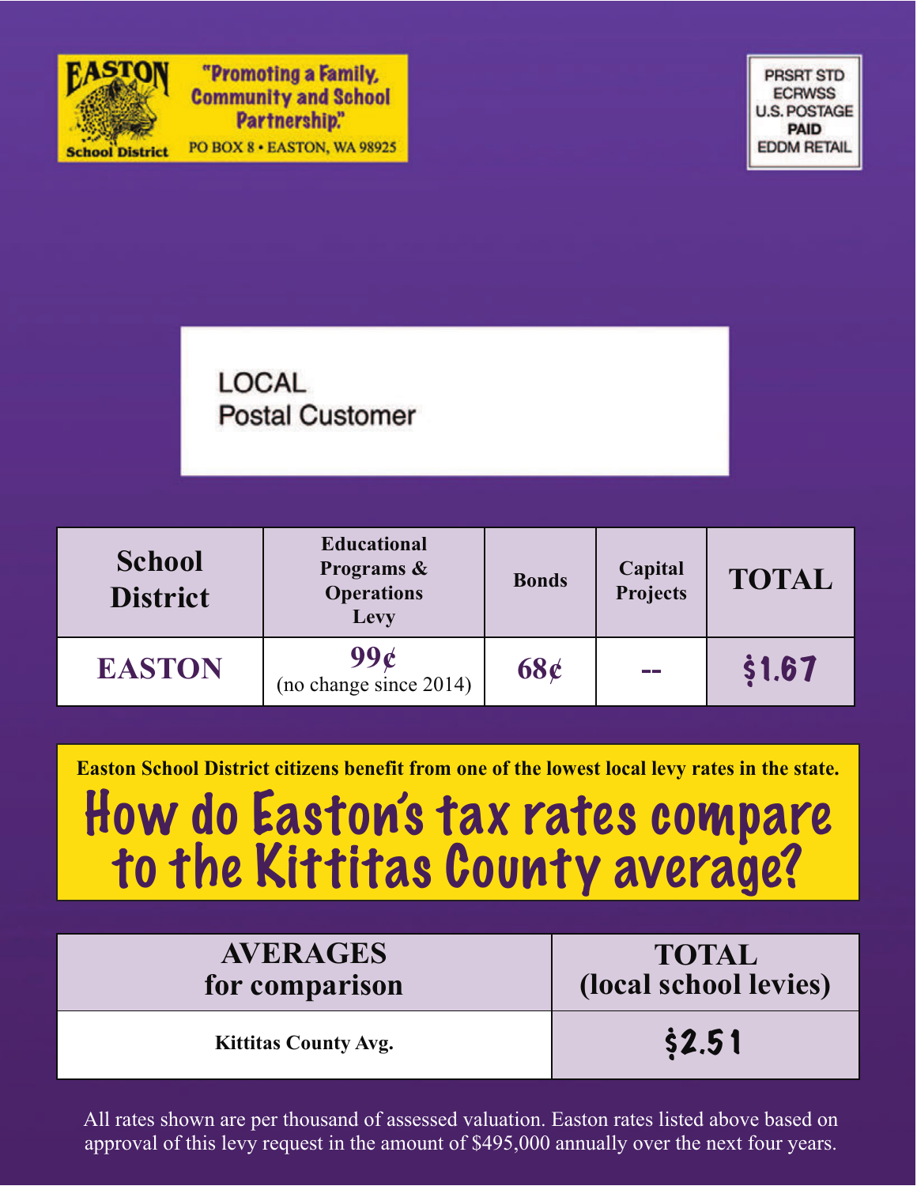**EASTON School District**

**"Promoting a Family, Community and School Partnership."**

PO BOX 8 • EASTON, WA 98925

PRSRT STD
ECRWSS
U.S. POSTAGE
**PAID**
EDDM RETAIL

LOCAL
Postal Customer

| School District | Educational Programs & Operations Levy | Bonds | Capital Projects | TOTAL |
|---|---|---|---|---|
| **EASTON** | **99¢** (no change since 2014) | **68¢** | -- | **$1.67** |

**Easton School District citizens benefit from one of the lowest local levy rates in the state.**

# How do Easton's tax rates compare to the Kittitas County average?

| AVERAGES for comparison | TOTAL (local school levies) |
|---|---|
| **Kittitas County Avg.** | **$2.51** |

All rates shown are per thousand of assessed valuation. Easton rates listed above based on approval of this levy request in the amount of $495,000 annually over the next four years.